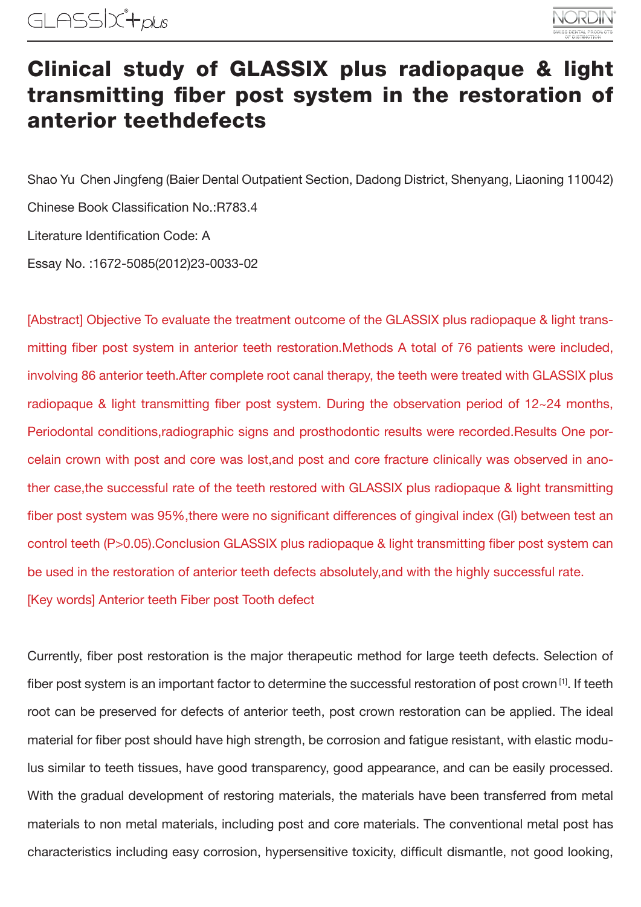# Clinical study of GLASSIX plus radiopaque & light transmitting fiber post system in the restoration of anterior teethdefects

Shao Yu  Chen Jingfeng (Baier Dental Outpatient Section, Dadong District, Shenyang, Liaoning 110042)

Chinese Book Classification No.:R783.4

Literature Identification Code: A

Essay No. :1672-5085(2012)23-0033-02

[Abstract] Objective To evaluate the treatment outcome of the GLASSIX plus radiopaque & light transmitting fiber post system in anterior teeth restoration.Methods A total of 76 patients were included, involving 86 anterior teeth.After complete root canal therapy, the teeth were treated with GLASSIX plus radiopaque & light transmitting fiber post system. During the observation period of 12~24 months, Periodontal conditions,radiographic signs and prosthodontic results were recorded.Results One porcelain crown with post and core was lost,and post and core fracture clinically was observed in another case,the successful rate of the teeth restored with GLASSIX plus radiopaque & light transmitting fiber post system was 95%,there were no significant differences of gingival index (GI) between test an control teeth (P>0.05).Conclusion GLASSIX plus radiopaque & light transmitting fiber post system can be used in the restoration of anterior teeth defects absolutely,and with the highly successful rate.

[Key words] Anterior teeth Fiber post Tooth defect

Currently, fiber post restoration is the major therapeutic method for large teeth defects. Selection of fiber post system is an important factor to determine the successful restoration of post crown [1]. If teeth root can be preserved for defects of anterior teeth, post crown restoration can be applied. The ideal material for fiber post should have high strength, be corrosion and fatigue resistant, with elastic modulus similar to teeth tissues, have good transparency, good appearance, and can be easily processed. With the gradual development of restoring materials, the materials have been transferred from metal materials to non metal materials, including post and core materials. The conventional metal post has characteristics including easy corrosion, hypersensitive toxicity, difficult dismantle, not good looking,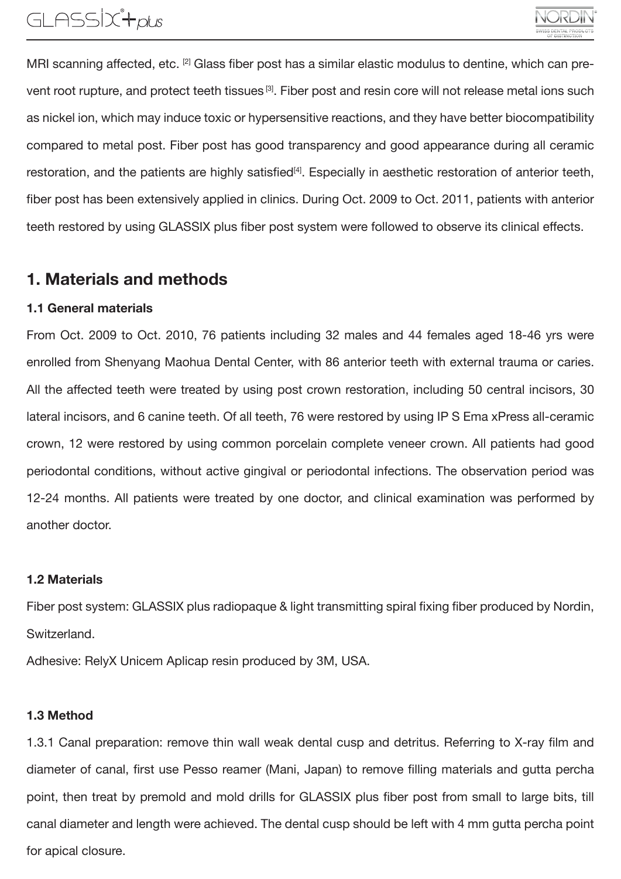MRI scanning affected, etc. [2] Glass fiber post has a similar elastic modulus to dentine, which can prevent root rupture, and protect teeth tissues [3]. Fiber post and resin core will not release metal ions such as nickel ion, which may induce toxic or hypersensitive reactions, and they have better biocompatibility compared to metal post. Fiber post has good transparency and good appearance during all ceramic restoration, and the patients are highly satisfied[4]. Especially in aesthetic restoration of anterior teeth, fiber post has been extensively applied in clinics. During Oct. 2009 to Oct. 2011, patients with anterior teeth restored by using GLASSIX plus fiber post system were followed to observe its clinical effects.

## 1. Materials and methods

### 1.1 General materials

From Oct. 2009 to Oct. 2010, 76 patients including 32 males and 44 females aged 18-46 yrs were enrolled from Shenyang Maohua Dental Center, with 86 anterior teeth with external trauma or caries. All the affected teeth were treated by using post crown restoration, including 50 central incisors, 30 lateral incisors, and 6 canine teeth. Of all teeth, 76 were restored by using IP S Ema xPress all-ceramic crown, 12 were restored by using common porcelain complete veneer crown. All patients had good periodontal conditions, without active gingival or periodontal infections. The observation period was 12-24 months. All patients were treated by one doctor, and clinical examination was performed by another doctor.

### 1.2 Materials

Fiber post system: GLASSIX plus radiopaque & light transmitting spiral fixing fiber produced by Nordin, Switzerland.

Adhesive: RelyX Unicem Aplicap resin produced by 3M, USA.

### 1.3 Method

1.3.1 Canal preparation: remove thin wall weak dental cusp and detritus. Referring to X-ray film and diameter of canal, first use Pesso reamer (Mani, Japan) to remove filling materials and gutta percha point, then treat by premold and mold drills for GLASSIX plus fiber post from small to large bits, till canal diameter and length were achieved. The dental cusp should be left with 4 mm gutta percha point for apical closure.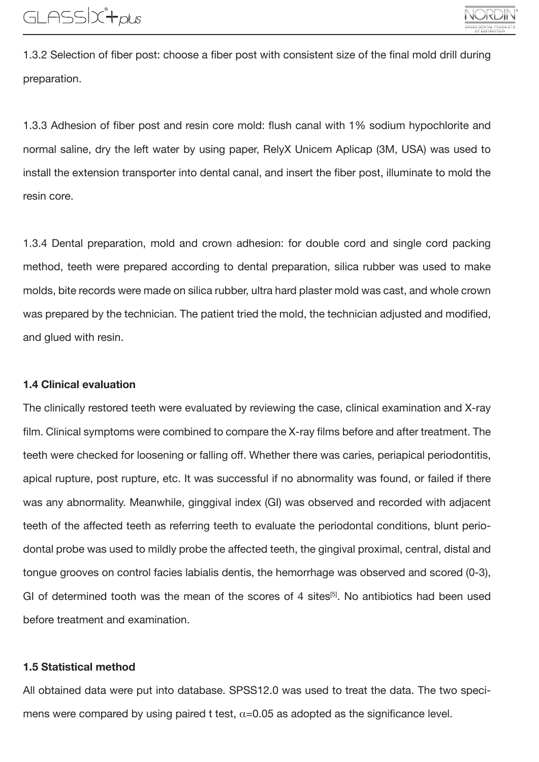1.3.2 Selection of fiber post: choose a fiber post with consistent size of the final mold drill during preparation.

1.3.3 Adhesion of fiber post and resin core mold: flush canal with 1% sodium hypochlorite and normal saline, dry the left water by using paper, RelyX Unicem Aplicap (3M, USA) was used to install the extension transporter into dental canal, and insert the fiber post, illuminate to mold the resin core.

1.3.4 Dental preparation, mold and crown adhesion: for double cord and single cord packing method, teeth were prepared according to dental preparation, silica rubber was used to make molds, bite records were made on silica rubber, ultra hard plaster mold was cast, and whole crown was prepared by the technician. The patient tried the mold, the technician adjusted and modified, and glued with resin.

**1.4 Clinical evaluation**

The clinically restored teeth were evaluated by reviewing the case, clinical examination and X-ray film. Clinical symptoms were combined to compare the X-ray films before and after treatment. The teeth were checked for loosening or falling off. Whether there was caries, periapical periodontitis, apical rupture, post rupture, etc. It was successful if no abnormality was found, or failed if there was any abnormality. Meanwhile, ginggival index (GI) was observed and recorded with adjacent teeth of the affected teeth as referring teeth to evaluate the periodontal conditions, blunt periodontal probe was used to mildly probe the affected teeth, the gingival proximal, central, distal and tongue grooves on control facies labialis dentis, the hemorrhage was observed and scored (0-3), GI of determined tooth was the mean of the scores of 4 sites[5]. No antibiotics had been used before treatment and examination.

**1.5 Statistical method**

All obtained data were put into database. SPSS12.0 was used to treat the data. The two specimens were compared by using paired t test, $\alpha$=0.05 as adopted as the significance level.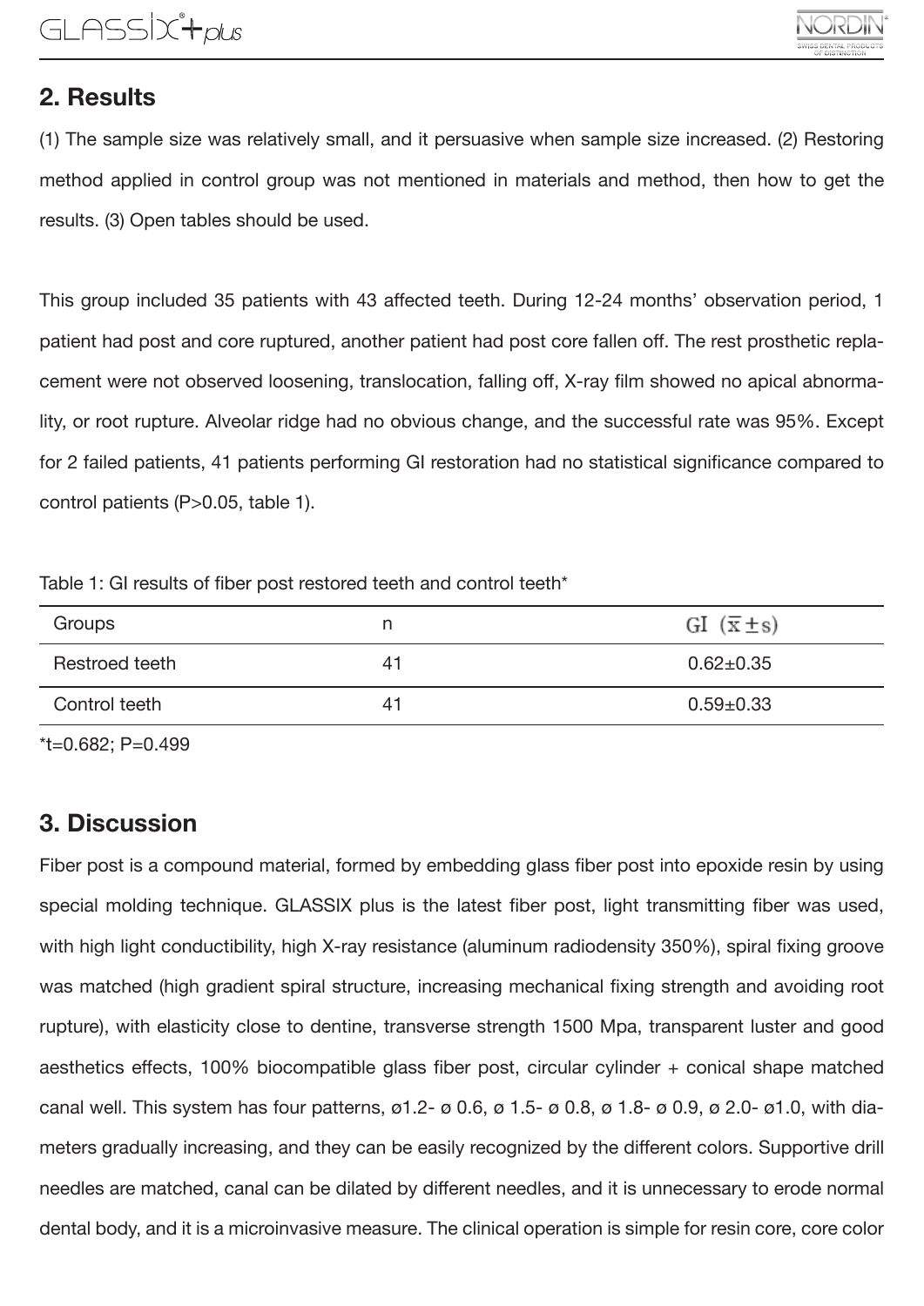## 2. Results

(1) The sample size was relatively small, and it persuasive when sample size increased. (2) Restoring method applied in control group was not mentioned in materials and method, then how to get the results. (3) Open tables should be used.

This group included 35 patients with 43 affected teeth. During 12-24 months' observation period, 1 patient had post and core ruptured, another patient had post core fallen off. The rest prosthetic replacement were not observed loosening, translocation, falling off, X-ray film showed no apical abnormality, or root rupture. Alveolar ridge had no obvious change, and the successful rate was 95%. Except for 2 failed patients, 41 patients performing GI restoration had no statistical significance compared to control patients (P>0.05, table 1).

Table 1: GI results of fiber post restored teeth and control teeth*

| Groups | n | GI ($\bar{x} \pm s$) |
|---|---|---|
| Restroed teeth | 41 | 0.62±0.35 |
| Control teeth | 41 | 0.59±0.33 |

*t=0.682; P=0.499

## 3. Discussion

Fiber post is a compound material, formed by embedding glass fiber post into epoxide resin by using special molding technique. GLASSIX plus is the latest fiber post, light transmitting fiber was used, with high light conductibility, high X-ray resistance (aluminum radiodensity 350%), spiral fixing groove was matched (high gradient spiral structure, increasing mechanical fixing strength and avoiding root rupture), with elasticity close to dentine, transverse strength 1500 Mpa, transparent luster and good aesthetics effects, 100% biocompatible glass fiber post, circular cylinder + conical shape matched canal well. This system has four patterns, ø1.2- ø 0.6, ø 1.5- ø 0.8, ø 1.8- ø 0.9, ø 2.0- ø1.0, with diameters gradually increasing, and they can be easily recognized by the different colors. Supportive drill needles are matched, canal can be dilated by different needles, and it is unnecessary to erode normal dental body, and it is a microinvasive measure. The clinical operation is simple for resin core, core color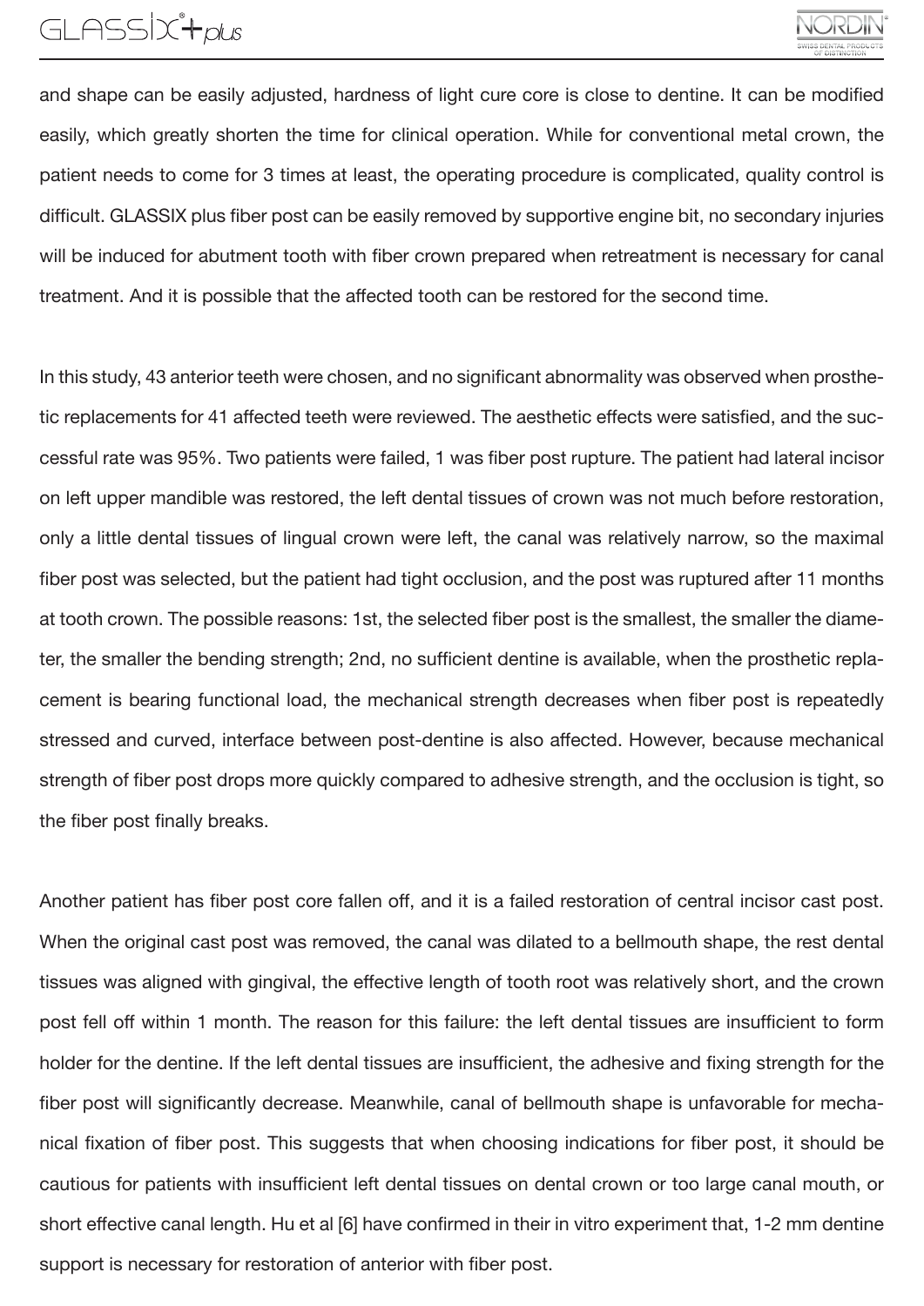and shape can be easily adjusted, hardness of light cure core is close to dentine. It can be modified easily, which greatly shorten the time for clinical operation. While for conventional metal crown, the patient needs to come for 3 times at least, the operating procedure is complicated, quality control is difficult. GLASSIX plus fiber post can be easily removed by supportive engine bit, no secondary injuries will be induced for abutment tooth with fiber crown prepared when retreatment is necessary for canal treatment. And it is possible that the affected tooth can be restored for the second time.

In this study, 43 anterior teeth were chosen, and no significant abnormality was observed when prosthetic replacements for 41 affected teeth were reviewed. The aesthetic effects were satisfied, and the successful rate was 95%. Two patients were failed, 1 was fiber post rupture. The patient had lateral incisor on left upper mandible was restored, the left dental tissues of crown was not much before restoration, only a little dental tissues of lingual crown were left, the canal was relatively narrow, so the maximal fiber post was selected, but the patient had tight occlusion, and the post was ruptured after 11 months at tooth crown. The possible reasons: 1st, the selected fiber post is the smallest, the smaller the diameter, the smaller the bending strength; 2nd, no sufficient dentine is available, when the prosthetic replacement is bearing functional load, the mechanical strength decreases when fiber post is repeatedly stressed and curved, interface between post-dentine is also affected. However, because mechanical strength of fiber post drops more quickly compared to adhesive strength, and the occlusion is tight, so the fiber post finally breaks.

Another patient has fiber post core fallen off, and it is a failed restoration of central incisor cast post. When the original cast post was removed, the canal was dilated to a bellmouth shape, the rest dental tissues was aligned with gingival, the effective length of tooth root was relatively short, and the crown post fell off within 1 month. The reason for this failure: the left dental tissues are insufficient to form holder for the dentine. If the left dental tissues are insufficient, the adhesive and fixing strength for the fiber post will significantly decrease. Meanwhile, canal of bellmouth shape is unfavorable for mechanical fixation of fiber post. This suggests that when choosing indications for fiber post, it should be cautious for patients with insufficient left dental tissues on dental crown or too large canal mouth, or short effective canal length. Hu et al [6] have confirmed in their in vitro experiment that, 1-2 mm dentine support is necessary for restoration of anterior with fiber post.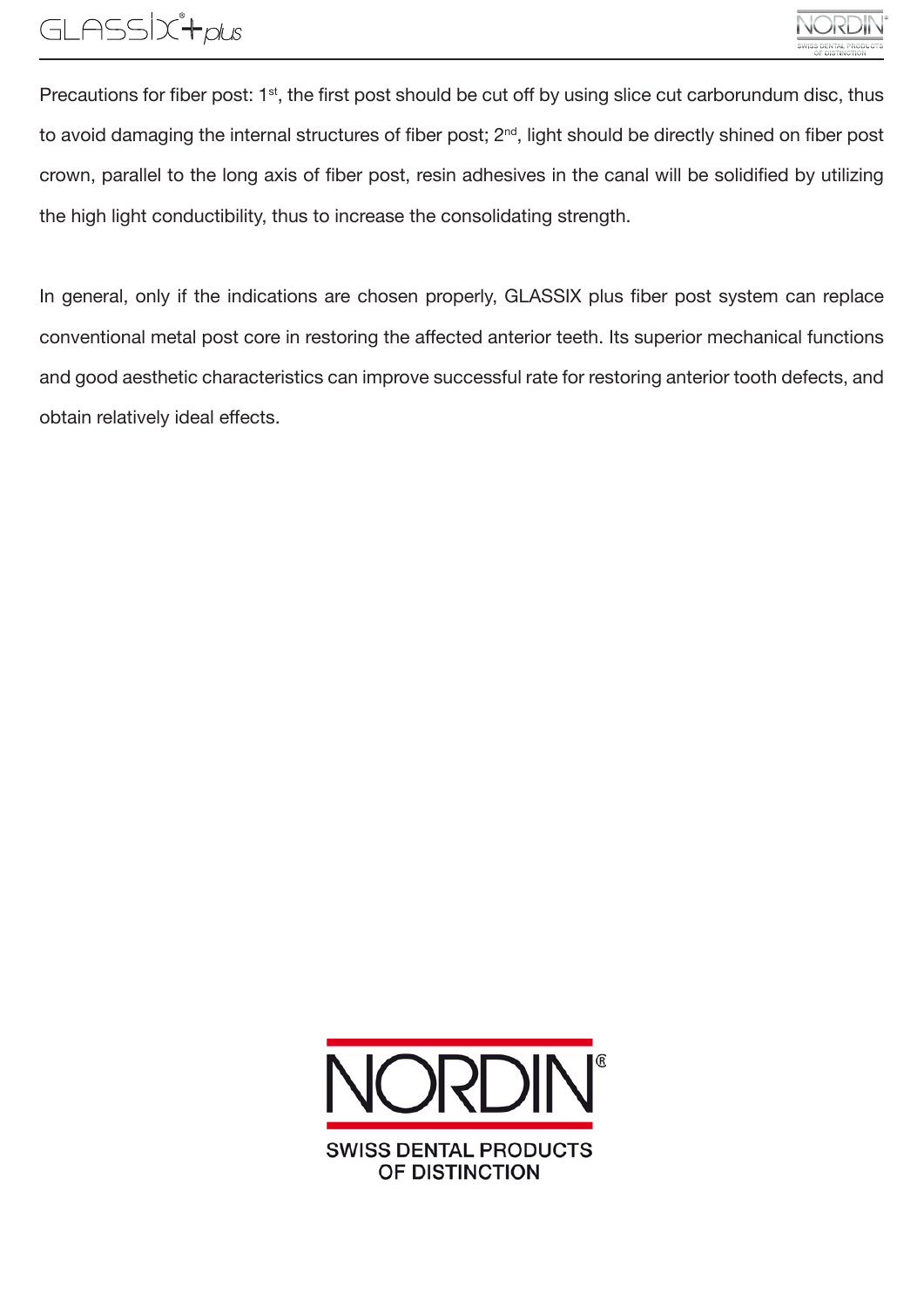Precautions for fiber post: 1st, the first post should be cut off by using slice cut carborundum disc, thus to avoid damaging the internal structures of fiber post; 2nd, light should be directly shined on fiber post crown, parallel to the long axis of fiber post, resin adhesives in the canal will be solidified by utilizing the high light conductibility, thus to increase the consolidating strength.

In general, only if the indications are chosen properly, GLASSIX plus fiber post system can replace conventional metal post core in restoring the affected anterior teeth. Its superior mechanical functions and good aesthetic characteristics can improve successful rate for restoring anterior tooth defects, and obtain relatively ideal effects.

NORDIN®

SWISS DENTAL PRODUCTS
OF DISTINCTION